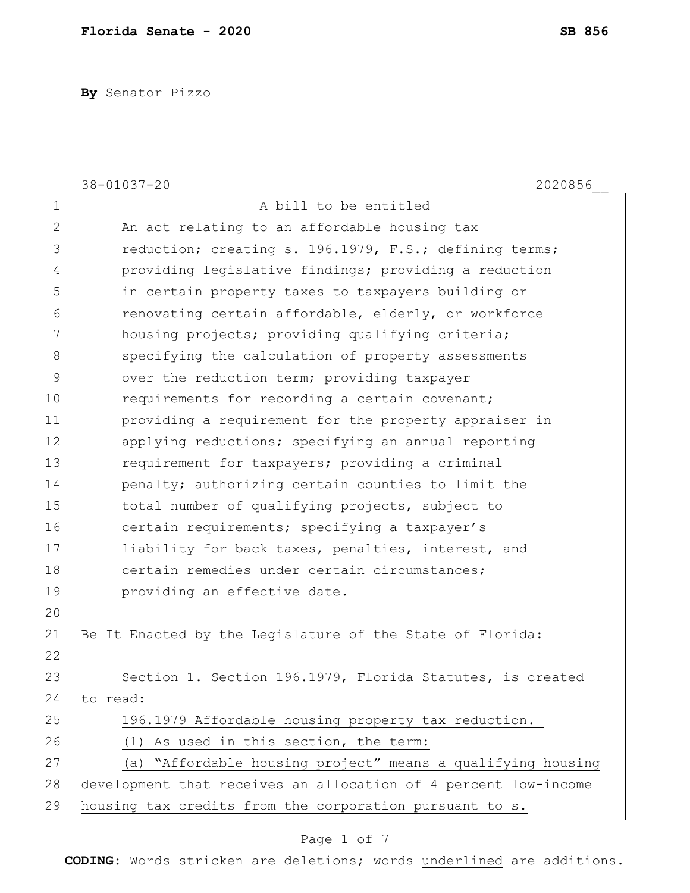**By** Senator Pizzo

38-01037-20 2020856__

A bill to be entitled

An act relating to an affordable housing tax reduction; creating s. 196.1979, F.S.; defining terms; providing legislative findings; providing a reduction in certain property taxes to taxpayers building or renovating certain affordable, elderly, or workforce housing projects; providing qualifying criteria; specifying the calculation of property assessments over the reduction term; providing taxpayer requirements for recording a certain covenant; providing a requirement for the property appraiser in applying reductions; specifying an annual reporting requirement for taxpayers; providing a criminal penalty; authorizing certain counties to limit the total number of qualifying projects, subject to certain requirements; specifying a taxpayer's liability for back taxes, penalties, interest, and certain remedies under certain circumstances; providing an effective date.

Be It Enacted by the Legislature of the State of Florida:

Section 1. Section 196.1979, Florida Statutes, is created to read:

196.1979 Affordable housing property tax reduction.—

(1) As used in this section, the term:

(a) "Affordable housing project" means a qualifying housing development that receives an allocation of 4 percent low-income housing tax credits from the corporation pursuant to s.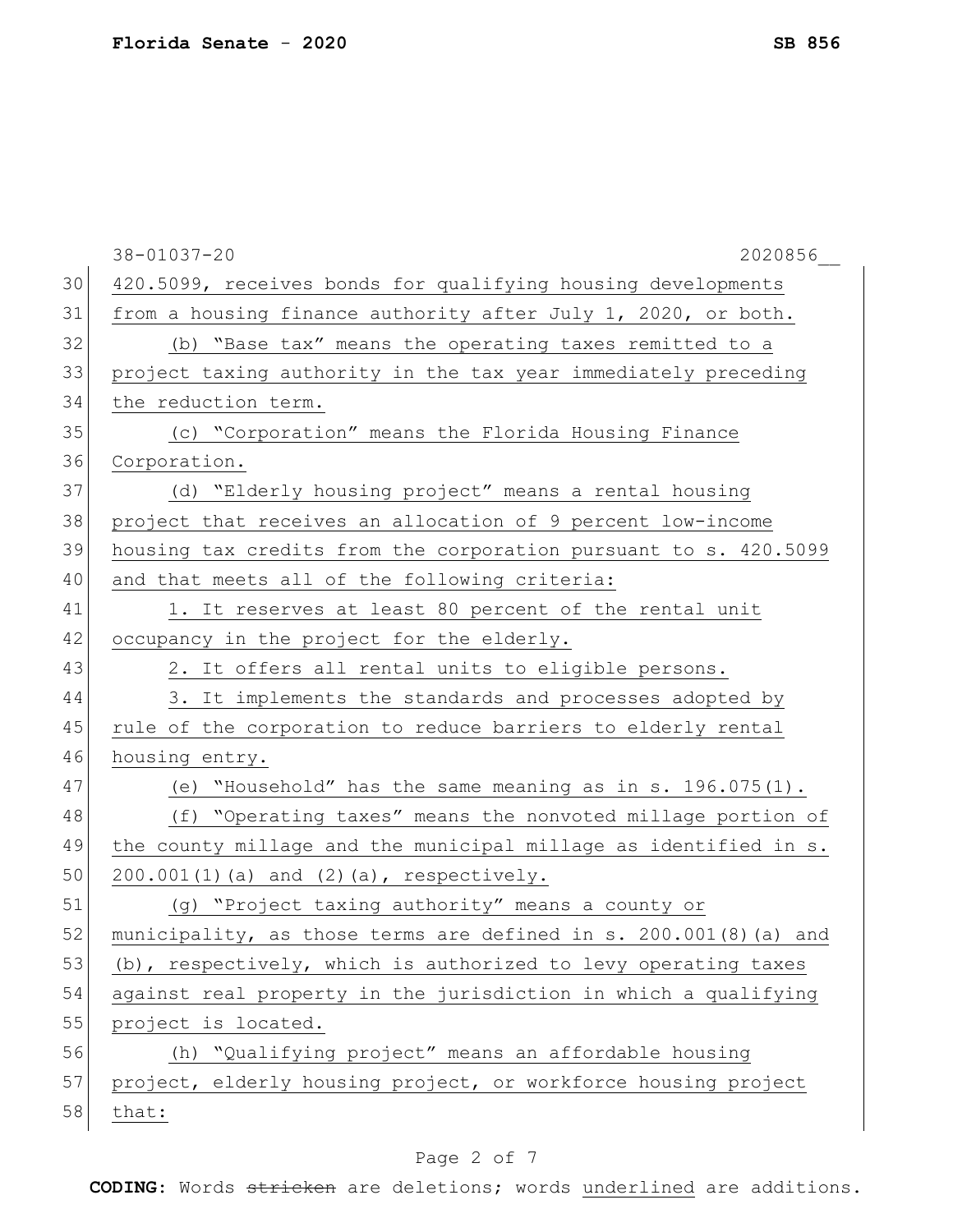420.5099, receives bonds for qualifying housing developments from a housing finance authority after July 1, 2020, or both.

(b) "Base tax" means the operating taxes remitted to a project taxing authority in the tax year immediately preceding the reduction term.

(c) "Corporation" means the Florida Housing Finance Corporation.

(d) "Elderly housing project" means a rental housing project that receives an allocation of 9 percent low-income housing tax credits from the corporation pursuant to s. 420.5099 and that meets all of the following criteria:

1. It reserves at least 80 percent of the rental unit occupancy in the project for the elderly.

2. It offers all rental units to eligible persons.

3. It implements the standards and processes adopted by rule of the corporation to reduce barriers to elderly rental housing entry.

(e) "Household" has the same meaning as in s. 196.075(1).

(f) "Operating taxes" means the nonvoted millage portion of the county millage and the municipal millage as identified in s. 200.001(1)(a) and (2)(a), respectively.

(g) "Project taxing authority" means a county or municipality, as those terms are defined in s. 200.001(8)(a) and (b), respectively, which is authorized to levy operating taxes against real property in the jurisdiction in which a qualifying project is located.

(h) "Qualifying project" means an affordable housing project, elderly housing project, or workforce housing project that: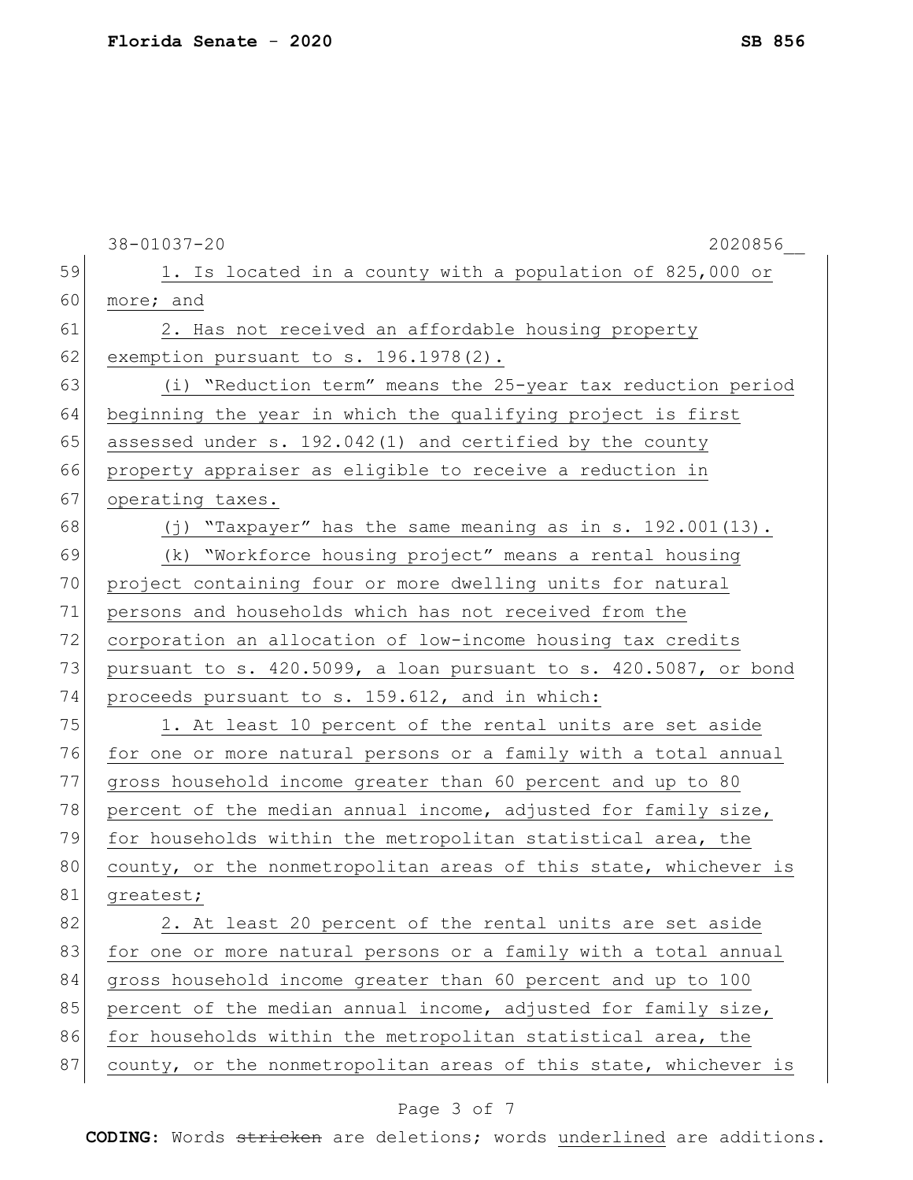1. Is located in a county with a population of 825,000 or more; and

2. Has not received an affordable housing property exemption pursuant to s. 196.1978(2).

(i) "Reduction term" means the 25-year tax reduction period beginning the year in which the qualifying project is first assessed under s. 192.042(1) and certified by the county property appraiser as eligible to receive a reduction in operating taxes.

(j) "Taxpayer" has the same meaning as in s. 192.001(13).

(k) "Workforce housing project" means a rental housing project containing four or more dwelling units for natural persons and households which has not received from the corporation an allocation of low-income housing tax credits pursuant to s. 420.5099, a loan pursuant to s. 420.5087, or bond proceeds pursuant to s. 159.612, and in which:

1. At least 10 percent of the rental units are set aside for one or more natural persons or a family with a total annual gross household income greater than 60 percent and up to 80 percent of the median annual income, adjusted for family size, for households within the metropolitan statistical area, the county, or the nonmetropolitan areas of this state, whichever is greatest;

2. At least 20 percent of the rental units are set aside for one or more natural persons or a family with a total annual gross household income greater than 60 percent and up to 100 percent of the median annual income, adjusted for family size, for households within the metropolitan statistical area, the county, or the nonmetropolitan areas of this state, whichever is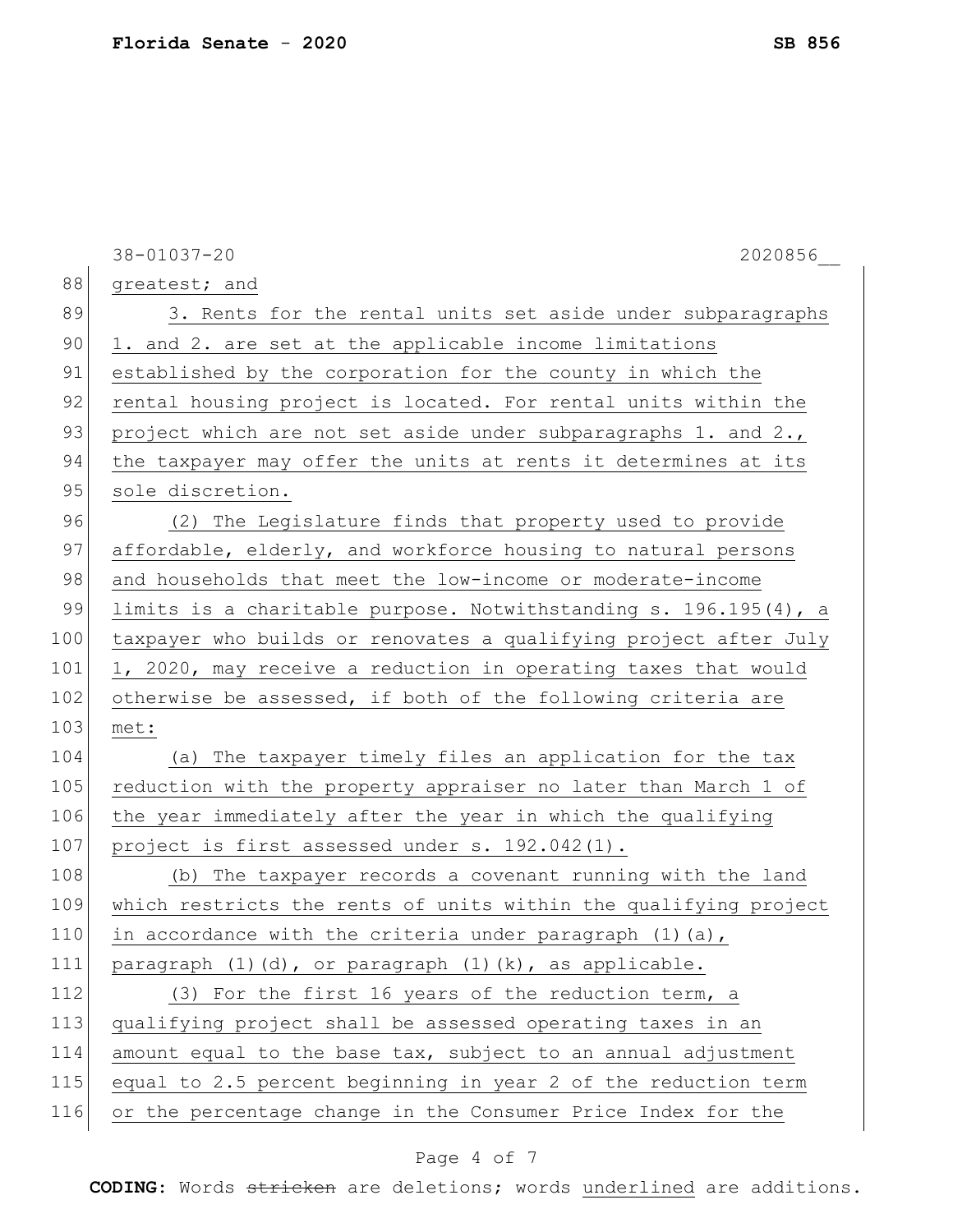greatest; and

3. Rents for the rental units set aside under subparagraphs 1. and 2. are set at the applicable income limitations established by the corporation for the county in which the rental housing project is located. For rental units within the project which are not set aside under subparagraphs 1. and 2., the taxpayer may offer the units at rents it determines at its sole discretion.

(2) The Legislature finds that property used to provide affordable, elderly, and workforce housing to natural persons and households that meet the low-income or moderate-income limits is a charitable purpose. Notwithstanding s. 196.195(4), a taxpayer who builds or renovates a qualifying project after July 1, 2020, may receive a reduction in operating taxes that would otherwise be assessed, if both of the following criteria are met:

(a) The taxpayer timely files an application for the tax reduction with the property appraiser no later than March 1 of the year immediately after the year in which the qualifying project is first assessed under s. 192.042(1).

(b) The taxpayer records a covenant running with the land which restricts the rents of units within the qualifying project in accordance with the criteria under paragraph (1)(a), paragraph (1)(d), or paragraph (1)(k), as applicable.

(3) For the first 16 years of the reduction term, a qualifying project shall be assessed operating taxes in an amount equal to the base tax, subject to an annual adjustment equal to 2.5 percent beginning in year 2 of the reduction term or the percentage change in the Consumer Price Index for the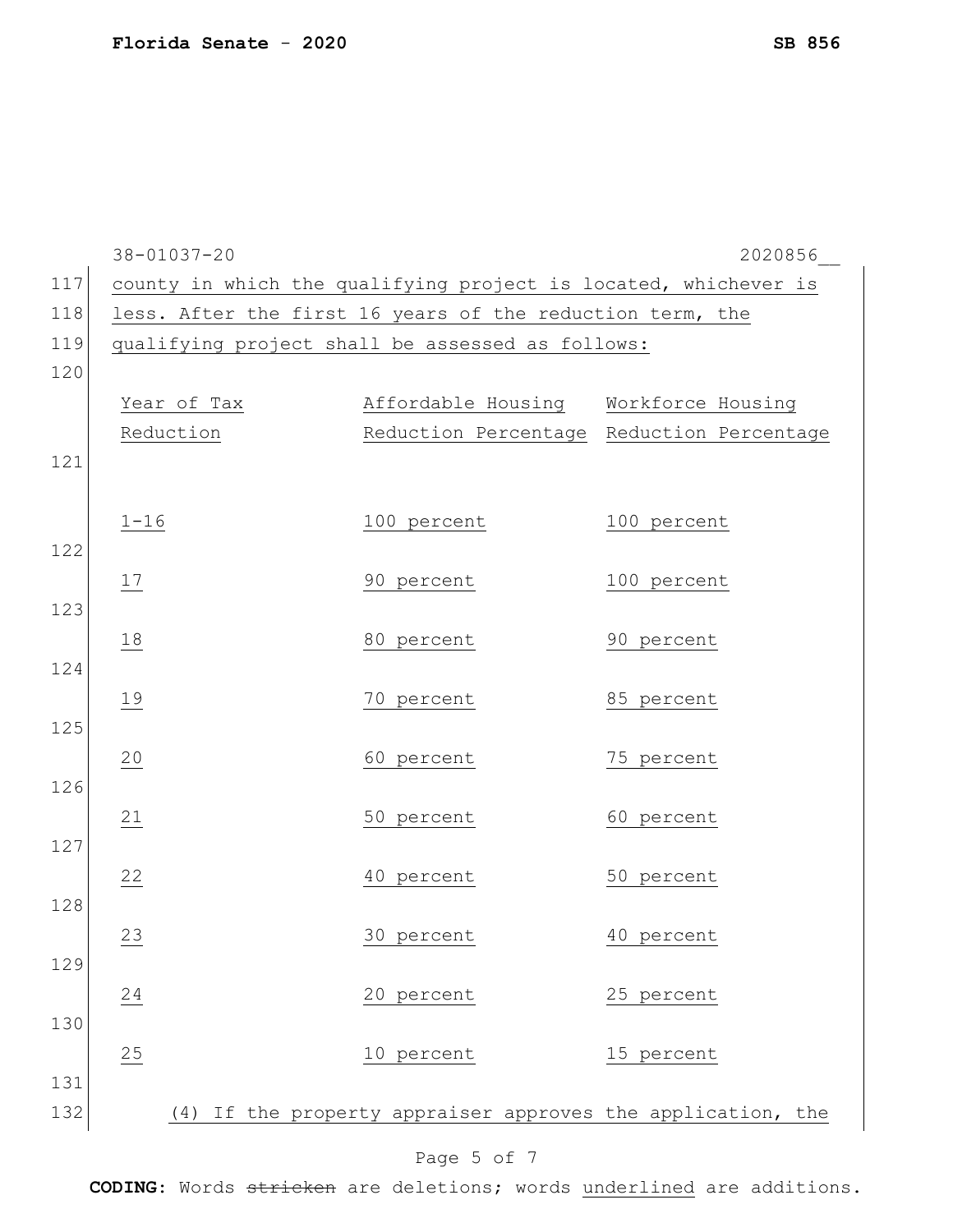38-01037-20 2020856__

county in which the qualifying project is located, whichever is less. After the first 16 years of the reduction term, the qualifying project shall be assessed as follows:

| Year of Tax Reduction | Affordable Housing Reduction Percentage | Workforce Housing Reduction Percentage |
|---|---|---|
| 1-16 | 100 percent | 100 percent |
| 17 | 90 percent | 100 percent |
| 18 | 80 percent | 90 percent |
| 19 | 70 percent | 85 percent |
| 20 | 60 percent | 75 percent |
| 21 | 50 percent | 60 percent |
| 22 | 40 percent | 50 percent |
| 23 | 30 percent | 40 percent |
| 24 | 20 percent | 25 percent |
| 25 | 10 percent | 15 percent |

(4) If the property appraiser approves the application, the

**CODING:** Words ~~stricken~~ are deletions; words underlined are additions.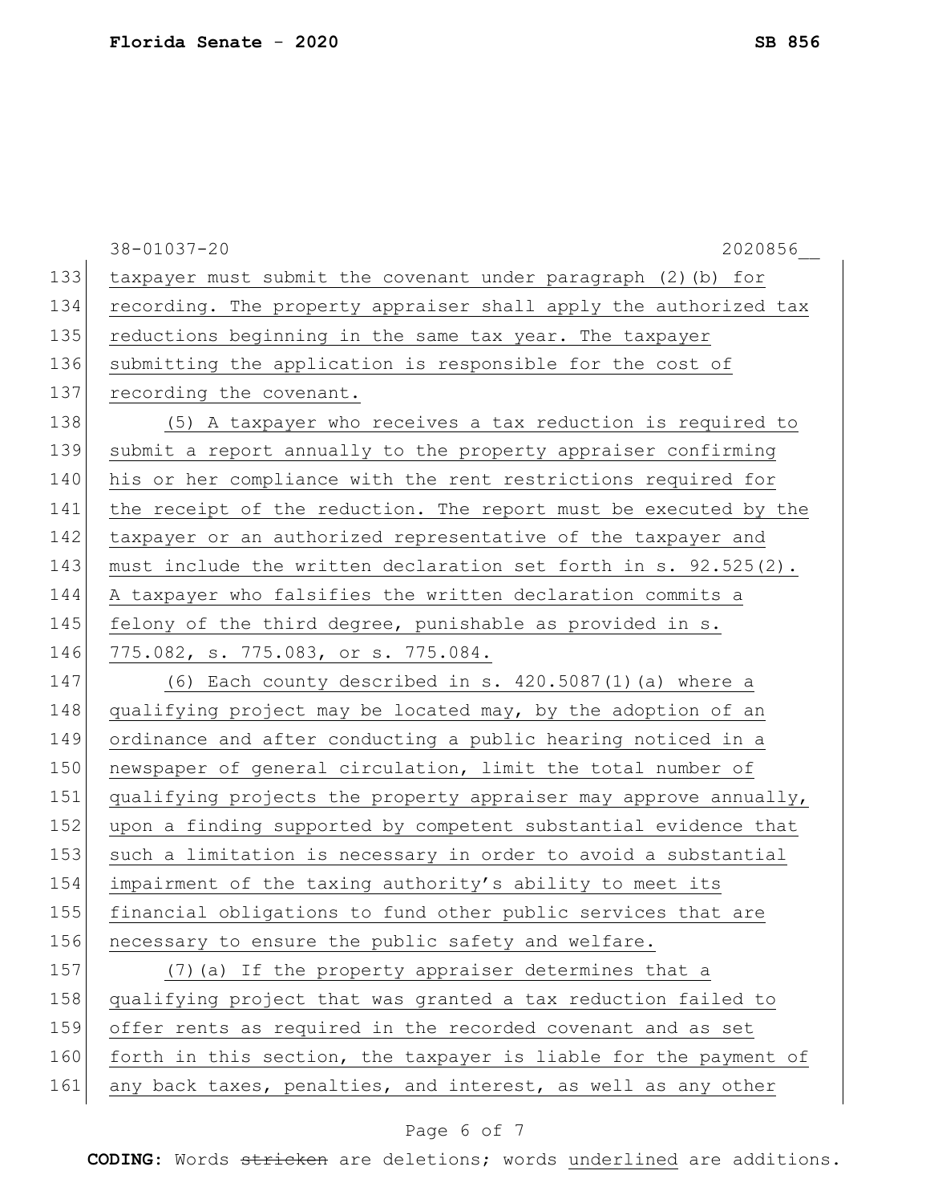taxpayer must submit the covenant under paragraph (2)(b) for recording. The property appraiser shall apply the authorized tax reductions beginning in the same tax year. The taxpayer submitting the application is responsible for the cost of recording the covenant.

(5) A taxpayer who receives a tax reduction is required to submit a report annually to the property appraiser confirming his or her compliance with the rent restrictions required for the receipt of the reduction. The report must be executed by the taxpayer or an authorized representative of the taxpayer and must include the written declaration set forth in s. 92.525(2). A taxpayer who falsifies the written declaration commits a felony of the third degree, punishable as provided in s. 775.082, s. 775.083, or s. 775.084.

(6) Each county described in s. 420.5087(1)(a) where a qualifying project may be located may, by the adoption of an ordinance and after conducting a public hearing noticed in a newspaper of general circulation, limit the total number of qualifying projects the property appraiser may approve annually, upon a finding supported by competent substantial evidence that such a limitation is necessary in order to avoid a substantial impairment of the taxing authority's ability to meet its financial obligations to fund other public services that are necessary to ensure the public safety and welfare.

(7)(a) If the property appraiser determines that a qualifying project that was granted a tax reduction failed to offer rents as required in the recorded covenant and as set forth in this section, the taxpayer is liable for the payment of any back taxes, penalties, and interest, as well as any other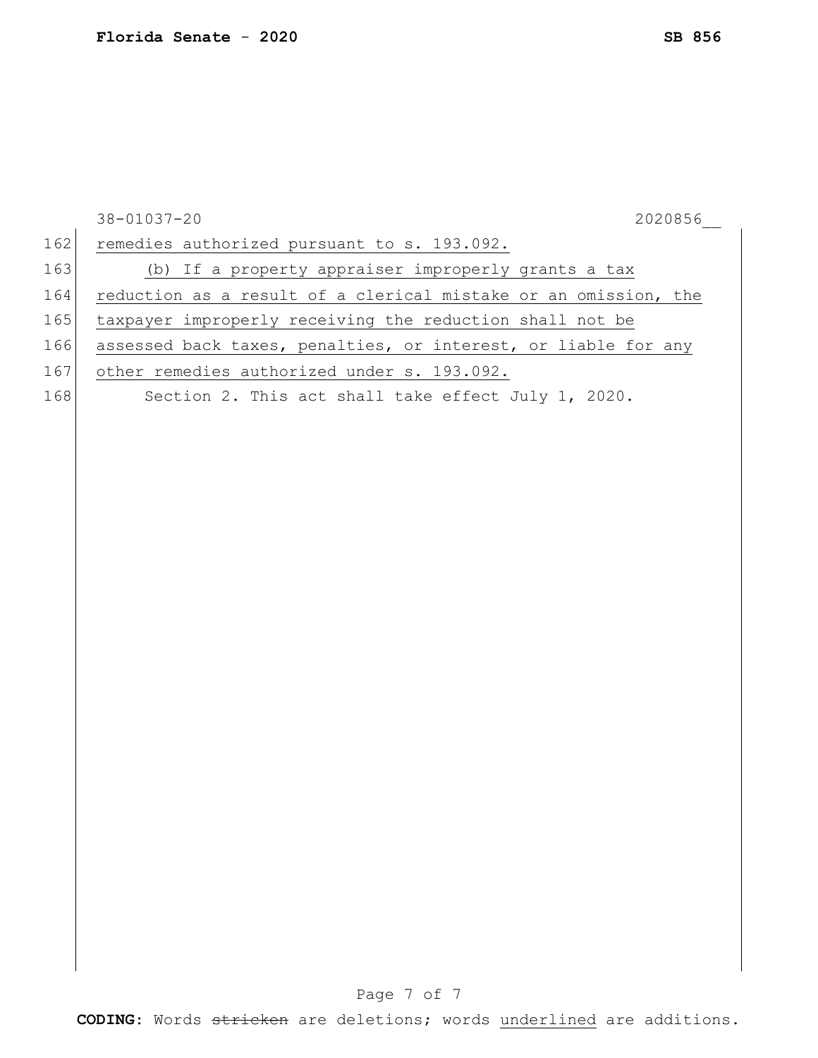remedies authorized pursuant to s. 193.092.

(b) If a property appraiser improperly grants a tax reduction as a result of a clerical mistake or an omission, the taxpayer improperly receiving the reduction shall not be assessed back taxes, penalties, or interest, or liable for any other remedies authorized under s. 193.092.

Section 2. This act shall take effect July 1, 2020.

**CODING:** Words ~~stricken~~ are deletions; words underlined are additions.